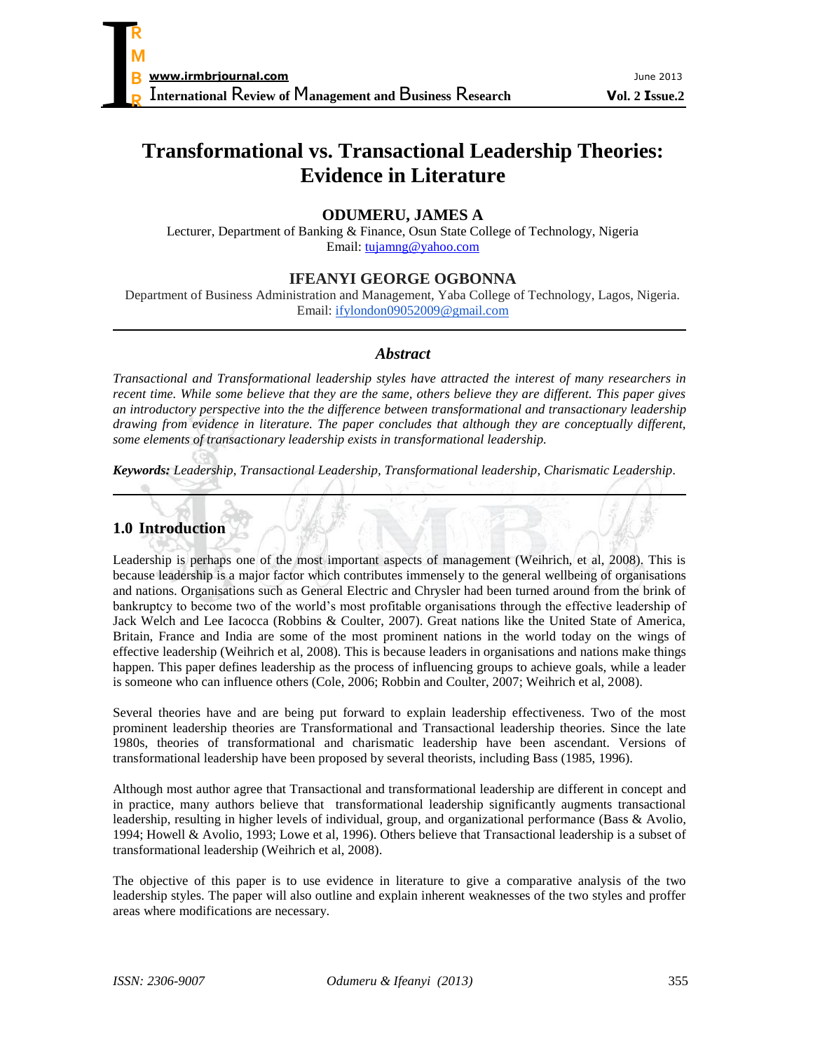# Transformational vs. Transactional Leadership Theories: Evidence in Literature

**ODUMERU, JAMES A**

Lecturer, Department of Banking & Finance, Osun State College of Technology, Nigeria
Email: tujamng@yahoo.com

**IFEANYI GEORGE OGBONNA**

Department of Business Administration and Management, Yaba College of Technology, Lagos, Nigeria.
Email: ifylondon09052009@gmail.com

---

### *Abstract*

*Transactional and Transformational leadership styles have attracted the interest of many researchers in recent time. While some believe that they are the same, others believe they are different. This paper gives an introductory perspective into the the difference between transformational and transactionary leadership drawing from evidence in literature. The paper concludes that although they are conceptually different, some elements of transactionary leadership exists in transformational leadership.*

***Keywords:*** *Leadership, Transactional Leadership, Transformational leadership, Charismatic Leadership.*

---

## 1.0 Introduction

Leadership is perhaps one of the most important aspects of management (Weihrich, et al, 2008). This is because leadership is a major factor which contributes immensely to the general wellbeing of organisations and nations. Organisations such as General Electric and Chrysler had been turned around from the brink of bankruptcy to become two of the world's most profitable organisations through the effective leadership of Jack Welch and Lee Iacocca (Robbins & Coulter, 2007). Great nations like the United State of America, Britain, France and India are some of the most prominent nations in the world today on the wings of effective leadership (Weihrich et al, 2008). This is because leaders in organisations and nations make things happen. This paper defines leadership as the process of influencing groups to achieve goals, while a leader is someone who can influence others (Cole, 2006; Robbin and Coulter, 2007; Weihrich et al, 2008).

Several theories have and are being put forward to explain leadership effectiveness. Two of the most prominent leadership theories are Transformational and Transactional leadership theories. Since the late 1980s, theories of transformational and charismatic leadership have been ascendant. Versions of transformational leadership have been proposed by several theorists, including Bass (1985, 1996).

Although most author agree that Transactional and transformational leadership are different in concept and in practice, many authors believe that transformational leadership significantly augments transactional leadership, resulting in higher levels of individual, group, and organizational performance (Bass & Avolio, 1994; Howell & Avolio, 1993; Lowe et al, 1996). Others believe that Transactional leadership is a subset of transformational leadership (Weihrich et al, 2008).

The objective of this paper is to use evidence in literature to give a comparative analysis of the two leadership styles. The paper will also outline and explain inherent weaknesses of the two styles and proffer areas where modifications are necessary.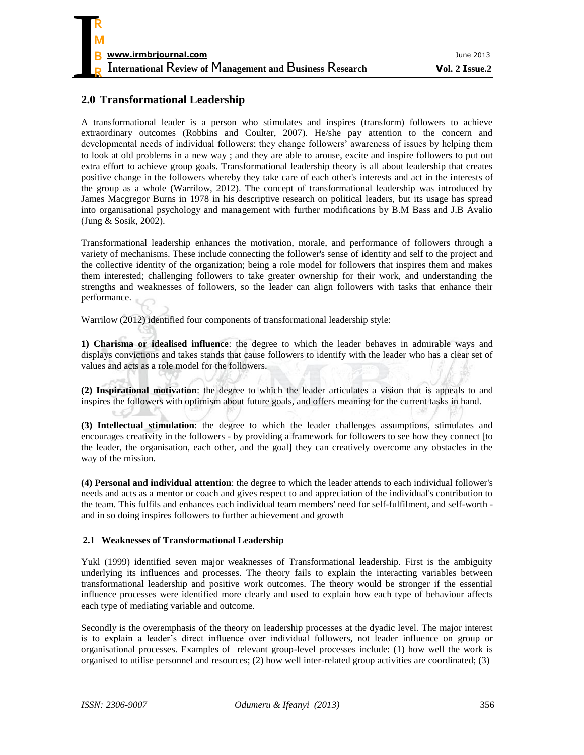## 2.0 Transformational Leadership

A transformational leader is a person who stimulates and inspires (transform) followers to achieve extraordinary outcomes (Robbins and Coulter, 2007). He/she pay attention to the concern and developmental needs of individual followers; they change followers' awareness of issues by helping them to look at old problems in a new way ; and they are able to arouse, excite and inspire followers to put out extra effort to achieve group goals. Transformational leadership theory is all about leadership that creates positive change in the followers whereby they take care of each other's interests and act in the interests of the group as a whole (Warrilow, 2012). The concept of transformational leadership was introduced by James Macgregor Burns in 1978 in his descriptive research on political leaders, but its usage has spread into organisational psychology and management with further modifications by B.M Bass and J.B Avalio (Jung & Sosik, 2002).

Transformational leadership enhances the motivation, morale, and performance of followers through a variety of mechanisms. These include connecting the follower's sense of identity and self to the project and the collective identity of the organization; being a role model for followers that inspires them and makes them interested; challenging followers to take greater ownership for their work, and understanding the strengths and weaknesses of followers, so the leader can align followers with tasks that enhance their performance.

Warrilow (2012) identified four components of transformational leadership style:

**1) Charisma or idealised influence**: the degree to which the leader behaves in admirable ways and displays convictions and takes stands that cause followers to identify with the leader who has a clear set of values and acts as a role model for the followers.

**(2) Inspirational motivation**: the degree to which the leader articulates a vision that is appeals to and inspires the followers with optimism about future goals, and offers meaning for the current tasks in hand.

**(3) Intellectual stimulation**: the degree to which the leader challenges assumptions, stimulates and encourages creativity in the followers - by providing a framework for followers to see how they connect [to the leader, the organisation, each other, and the goal] they can creatively overcome any obstacles in the way of the mission.

**(4) Personal and individual attention**: the degree to which the leader attends to each individual follower's needs and acts as a mentor or coach and gives respect to and appreciation of the individual's contribution to the team. This fulfils and enhances each individual team members' need for self-fulfilment, and self-worth - and in so doing inspires followers to further achievement and growth

### 2.1 Weaknesses of Transformational Leadership

Yukl (1999) identified seven major weaknesses of Transformational leadership. First is the ambiguity underlying its influences and processes. The theory fails to explain the interacting variables between transformational leadership and positive work outcomes. The theory would be stronger if the essential influence processes were identified more clearly and used to explain how each type of behaviour affects each type of mediating variable and outcome.

Secondly is the overemphasis of the theory on leadership processes at the dyadic level. The major interest is to explain a leader's direct influence over individual followers, not leader influence on group or organisational processes. Examples of relevant group-level processes include: (1) how well the work is organised to utilise personnel and resources; (2) how well inter-related group activities are coordinated; (3)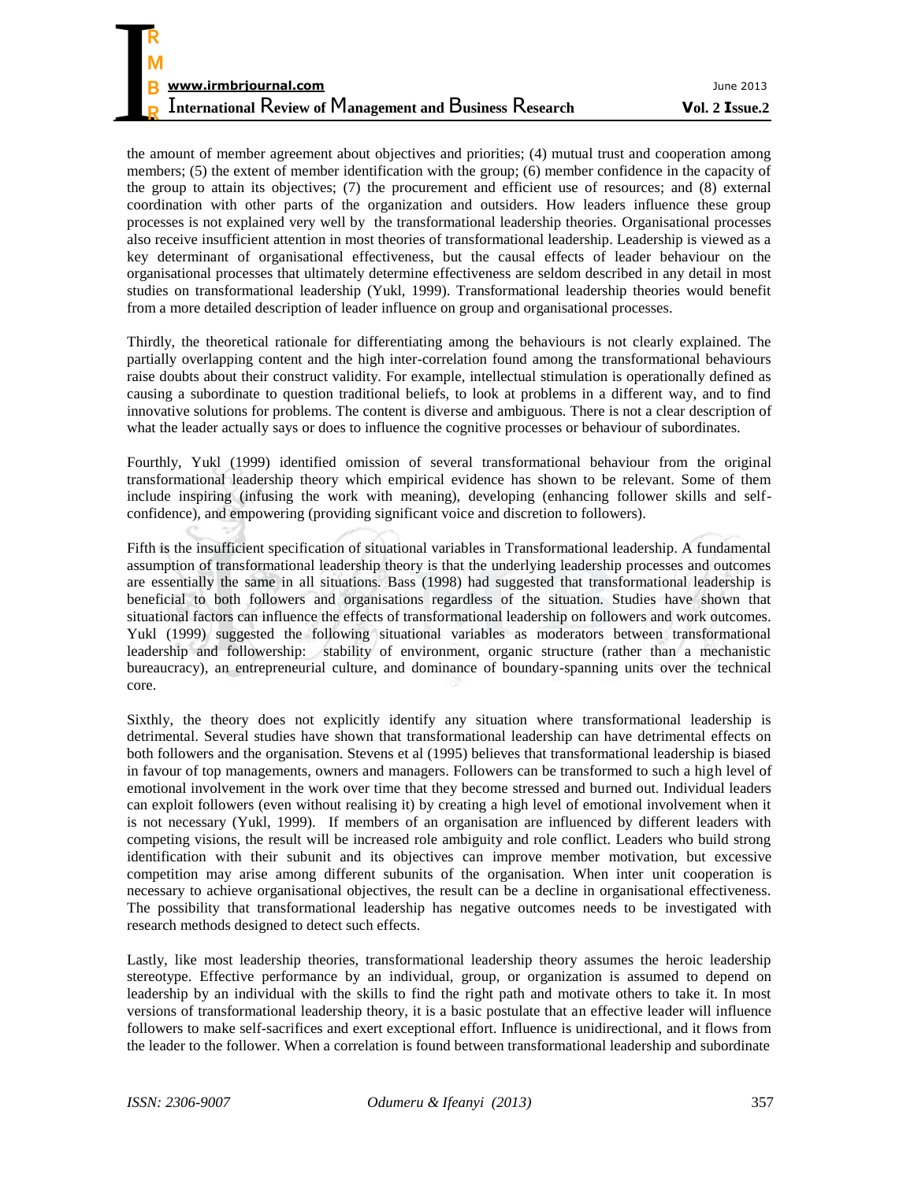the amount of member agreement about objectives and priorities; (4) mutual trust and cooperation among members; (5) the extent of member identification with the group; (6) member confidence in the capacity of the group to attain its objectives; (7) the procurement and efficient use of resources; and (8) external coordination with other parts of the organization and outsiders. How leaders influence these group processes is not explained very well by the transformational leadership theories. Organisational processes also receive insufficient attention in most theories of transformational leadership. Leadership is viewed as a key determinant of organisational effectiveness, but the causal effects of leader behaviour on the organisational processes that ultimately determine effectiveness are seldom described in any detail in most studies on transformational leadership (Yukl, 1999). Transformational leadership theories would benefit from a more detailed description of leader influence on group and organisational processes.

Thirdly, the theoretical rationale for differentiating among the behaviours is not clearly explained. The partially overlapping content and the high inter-correlation found among the transformational behaviours raise doubts about their construct validity. For example, intellectual stimulation is operationally defined as causing a subordinate to question traditional beliefs, to look at problems in a different way, and to find innovative solutions for problems. The content is diverse and ambiguous. There is not a clear description of what the leader actually says or does to influence the cognitive processes or behaviour of subordinates.

Fourthly, Yukl (1999) identified omission of several transformational behaviour from the original transformational leadership theory which empirical evidence has shown to be relevant. Some of them include inspiring (infusing the work with meaning), developing (enhancing follower skills and self-confidence), and empowering (providing significant voice and discretion to followers).

Fifth is the insufficient specification of situational variables in Transformational leadership. A fundamental assumption of transformational leadership theory is that the underlying leadership processes and outcomes are essentially the same in all situations. Bass (1998) had suggested that transformational leadership is beneficial to both followers and organisations regardless of the situation. Studies have shown that situational factors can influence the effects of transformational leadership on followers and work outcomes. Yukl (1999) suggested the following situational variables as moderators between transformational leadership and followership: stability of environment, organic structure (rather than a mechanistic bureaucracy), an entrepreneurial culture, and dominance of boundary-spanning units over the technical core.

Sixthly, the theory does not explicitly identify any situation where transformational leadership is detrimental. Several studies have shown that transformational leadership can have detrimental effects on both followers and the organisation. Stevens et al (1995) believes that transformational leadership is biased in favour of top managements, owners and managers. Followers can be transformed to such a high level of emotional involvement in the work over time that they become stressed and burned out. Individual leaders can exploit followers (even without realising it) by creating a high level of emotional involvement when it is not necessary (Yukl, 1999). If members of an organisation are influenced by different leaders with competing visions, the result will be increased role ambiguity and role conflict. Leaders who build strong identification with their subunit and its objectives can improve member motivation, but excessive competition may arise among different subunits of the organisation. When inter unit cooperation is necessary to achieve organisational objectives, the result can be a decline in organisational effectiveness. The possibility that transformational leadership has negative outcomes needs to be investigated with research methods designed to detect such effects.

Lastly, like most leadership theories, transformational leadership theory assumes the heroic leadership stereotype. Effective performance by an individual, group, or organization is assumed to depend on leadership by an individual with the skills to find the right path and motivate others to take it. In most versions of transformational leadership theory, it is a basic postulate that an effective leader will influence followers to make self-sacrifices and exert exceptional effort. Influence is unidirectional, and it flows from the leader to the follower. When a correlation is found between transformational leadership and subordinate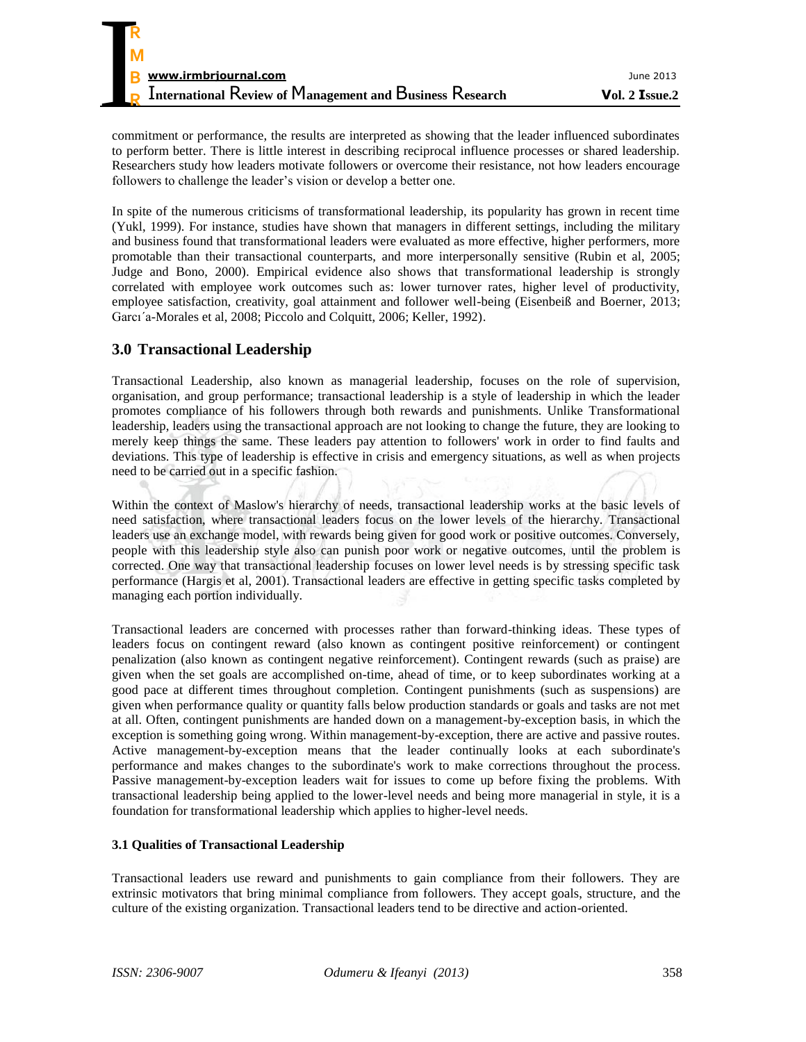commitment or performance, the results are interpreted as showing that the leader influenced subordinates to perform better. There is little interest in describing reciprocal influence processes or shared leadership. Researchers study how leaders motivate followers or overcome their resistance, not how leaders encourage followers to challenge the leader's vision or develop a better one.

In spite of the numerous criticisms of transformational leadership, its popularity has grown in recent time (Yukl, 1999). For instance, studies have shown that managers in different settings, including the military and business found that transformational leaders were evaluated as more effective, higher performers, more promotable than their transactional counterparts, and more interpersonally sensitive (Rubin et al, 2005; Judge and Bono, 2000). Empirical evidence also shows that transformational leadership is strongly correlated with employee work outcomes such as: lower turnover rates, higher level of productivity, employee satisfaction, creativity, goal attainment and follower well-being (Eisenbeiß and Boerner, 2013; Garcı´a-Morales et al, 2008; Piccolo and Colquitt, 2006; Keller, 1992).

## 3.0 Transactional Leadership

Transactional Leadership, also known as managerial leadership, focuses on the role of supervision, organisation, and group performance; transactional leadership is a style of leadership in which the leader promotes compliance of his followers through both rewards and punishments. Unlike Transformational leadership, leaders using the transactional approach are not looking to change the future, they are looking to merely keep things the same. These leaders pay attention to followers' work in order to find faults and deviations. This type of leadership is effective in crisis and emergency situations, as well as when projects need to be carried out in a specific fashion.

Within the context of Maslow's hierarchy of needs, transactional leadership works at the basic levels of need satisfaction, where transactional leaders focus on the lower levels of the hierarchy. Transactional leaders use an exchange model, with rewards being given for good work or positive outcomes. Conversely, people with this leadership style also can punish poor work or negative outcomes, until the problem is corrected. One way that transactional leadership focuses on lower level needs is by stressing specific task performance (Hargis et al, 2001). Transactional leaders are effective in getting specific tasks completed by managing each portion individually.

Transactional leaders are concerned with processes rather than forward-thinking ideas. These types of leaders focus on contingent reward (also known as contingent positive reinforcement) or contingent penalization (also known as contingent negative reinforcement). Contingent rewards (such as praise) are given when the set goals are accomplished on-time, ahead of time, or to keep subordinates working at a good pace at different times throughout completion. Contingent punishments (such as suspensions) are given when performance quality or quantity falls below production standards or goals and tasks are not met at all. Often, contingent punishments are handed down on a management-by-exception basis, in which the exception is something going wrong. Within management-by-exception, there are active and passive routes. Active management-by-exception means that the leader continually looks at each subordinate's performance and makes changes to the subordinate's work to make corrections throughout the process. Passive management-by-exception leaders wait for issues to come up before fixing the problems. With transactional leadership being applied to the lower-level needs and being more managerial in style, it is a foundation for transformational leadership which applies to higher-level needs.

### 3.1 Qualities of Transactional Leadership

Transactional leaders use reward and punishments to gain compliance from their followers. They are extrinsic motivators that bring minimal compliance from followers. They accept goals, structure, and the culture of the existing organization. Transactional leaders tend to be directive and action-oriented.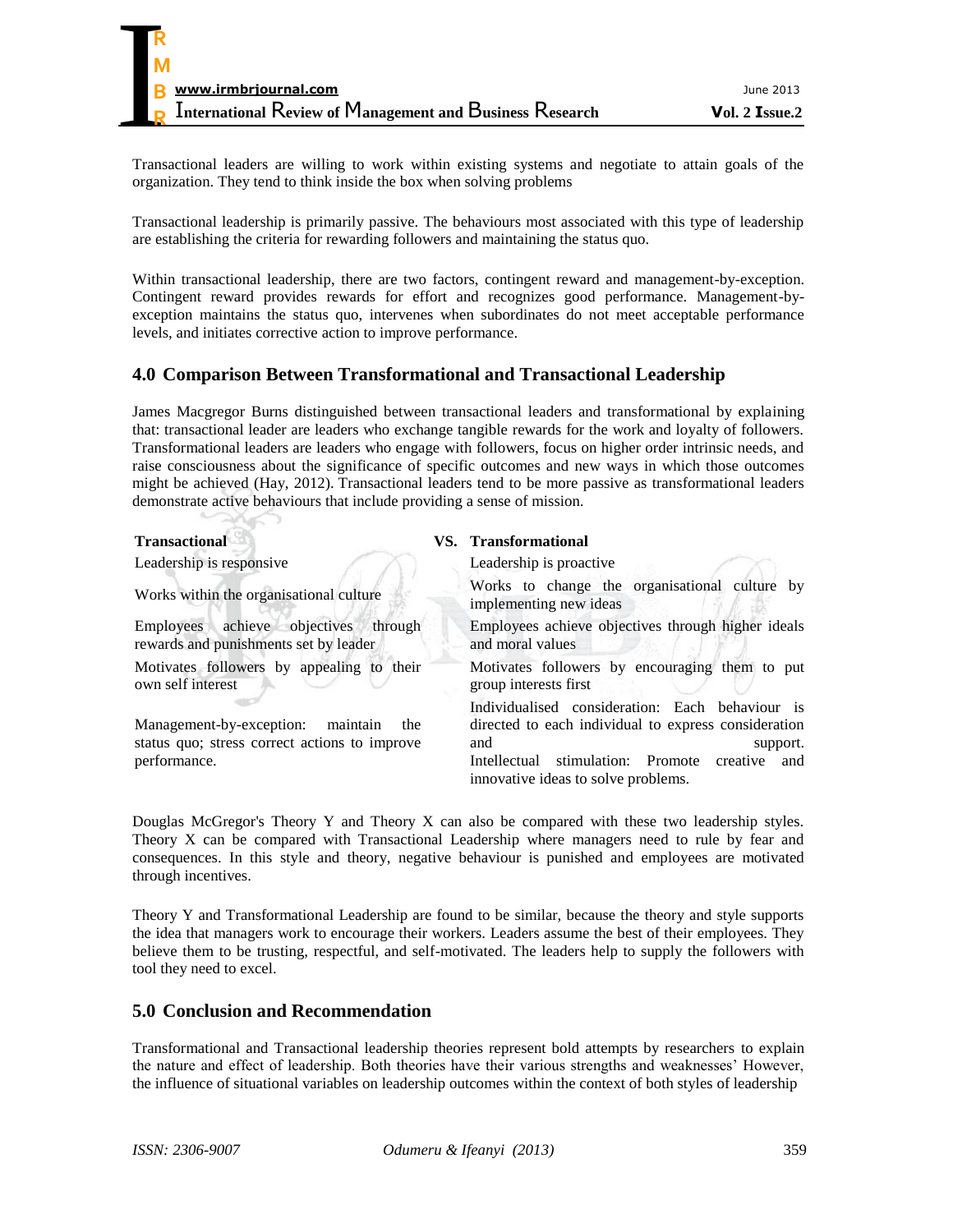Transactional leaders are willing to work within existing systems and negotiate to attain goals of the organization. They tend to think inside the box when solving problems

Transactional leadership is primarily passive. The behaviours most associated with this type of leadership are establishing the criteria for rewarding followers and maintaining the status quo.

Within transactional leadership, there are two factors, contingent reward and management-by-exception. Contingent reward provides rewards for effort and recognizes good performance. Management-by-exception maintains the status quo, intervenes when subordinates do not meet acceptable performance levels, and initiates corrective action to improve performance.

## 4.0 Comparison Between Transformational and Transactional Leadership

James Macgregor Burns distinguished between transactional leaders and transformational by explaining that: transactional leader are leaders who exchange tangible rewards for the work and loyalty of followers. Transformational leaders are leaders who engage with followers, focus on higher order intrinsic needs, and raise consciousness about the significance of specific outcomes and new ways in which those outcomes might be achieved (Hay, 2012). Transactional leaders tend to be more passive as transformational leaders demonstrate active behaviours that include providing a sense of mission.

| **Transactional** | **VS.** | **Transformational** |
|---|---|---|
| Leadership is responsive | | Leadership is proactive |
| Works within the organisational culture | | Works to change the organisational culture by implementing new ideas |
| Employees achieve objectives through rewards and punishments set by leader | | Employees achieve objectives through higher ideals and moral values |
| Motivates followers by appealing to their own self interest | | Motivates followers by encouraging them to put group interests first |
| Management-by-exception: maintain the status quo; stress correct actions to improve performance. | | Individualised consideration: Each behaviour is directed to each individual to express consideration and support. Intellectual stimulation: Promote creative and innovative ideas to solve problems. |

Douglas McGregor's Theory Y and Theory X can also be compared with these two leadership styles. Theory X can be compared with Transactional Leadership where managers need to rule by fear and consequences. In this style and theory, negative behaviour is punished and employees are motivated through incentives.

Theory Y and Transformational Leadership are found to be similar, because the theory and style supports the idea that managers work to encourage their workers. Leaders assume the best of their employees. They believe them to be trusting, respectful, and self-motivated. The leaders help to supply the followers with tool they need to excel.

## 5.0 Conclusion and Recommendation

Transformational and Transactional leadership theories represent bold attempts by researchers to explain the nature and effect of leadership. Both theories have their various strengths and weaknesses' However, the influence of situational variables on leadership outcomes within the context of both styles of leadership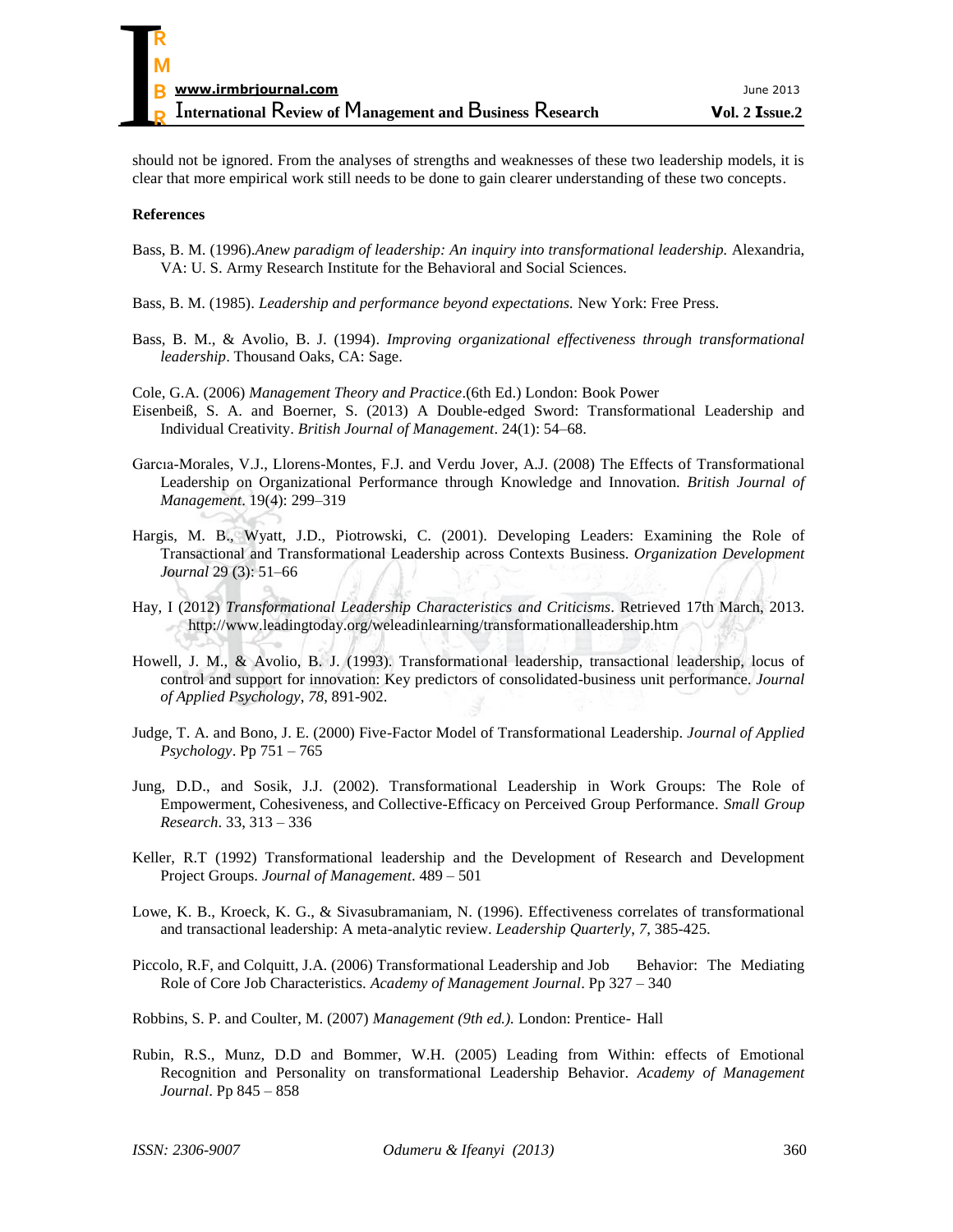should not be ignored. From the analyses of strengths and weaknesses of these two leadership models, it is clear that more empirical work still needs to be done to gain clearer understanding of these two concepts.

**References**

Bass, B. M. (1996).*Anew paradigm of leadership: An inquiry into transformational leadership.* Alexandria, VA: U. S. Army Research Institute for the Behavioral and Social Sciences.

Bass, B. M. (1985). *Leadership and performance beyond expectations.* New York: Free Press.

Bass, B. M., & Avolio, B. J. (1994). *Improving organizational effectiveness through transformational leadership*. Thousand Oaks, CA: Sage.

Cole, G.A. (2006) *Management Theory and Practice*.(6th Ed.) London: Book Power

Eisenbeiß, S. A. and Boerner, S. (2013) A Double-edged Sword: Transformational Leadership and Individual Creativity. *British Journal of Management*. 24(1): 54–68.

Garcıa-Morales, V.J., Llorens-Montes, F.J. and Verdu Jover, A.J. (2008) The Effects of Transformational Leadership on Organizational Performance through Knowledge and Innovation. *British Journal of Management*. 19(4): 299–319

Hargis, M. B., Wyatt, J.D., Piotrowski, C. (2001). Developing Leaders: Examining the Role of Transactional and Transformational Leadership across Contexts Business. *Organization Development Journal* 29 (3): 51–66

Hay, I (2012) *Transformational Leadership Characteristics and Criticisms*. Retrieved 17th March, 2013. http://www.leadingtoday.org/weleadinlearning/transformationalleadership.htm

Howell, J. M., & Avolio, B. J. (1993). Transformational leadership, transactional leadership, locus of control and support for innovation: Key predictors of consolidated-business unit performance. *Journal of Applied Psychology*, *78*, 891-902.

Judge, T. A. and Bono, J. E. (2000) Five-Factor Model of Transformational Leadership. *Journal of Applied Psychology*. Pp 751 – 765

Jung, D.D., and Sosik, J.J. (2002). Transformational Leadership in Work Groups: The Role of Empowerment, Cohesiveness, and Collective-Efficacy on Perceived Group Performance. *Small Group Research*. 33, 313 – 336

Keller, R.T (1992) Transformational leadership and the Development of Research and Development Project Groups. *Journal of Management*. 489 – 501

Lowe, K. B., Kroeck, K. G., & Sivasubramaniam, N. (1996). Effectiveness correlates of transformational and transactional leadership: A meta-analytic review. *Leadership Quarterly*, *7*, 385-425.

Piccolo, R.F, and Colquitt, J.A. (2006) Transformational Leadership and Job Behavior: The Mediating Role of Core Job Characteristics. *Academy of Management Journal*. Pp 327 – 340

Robbins, S. P. and Coulter, M. (2007) *Management (9th ed.).* London: Prentice- Hall

Rubin, R.S., Munz, D.D and Bommer, W.H. (2005) Leading from Within: effects of Emotional Recognition and Personality on transformational Leadership Behavior. *Academy of Management Journal*. Pp 845 – 858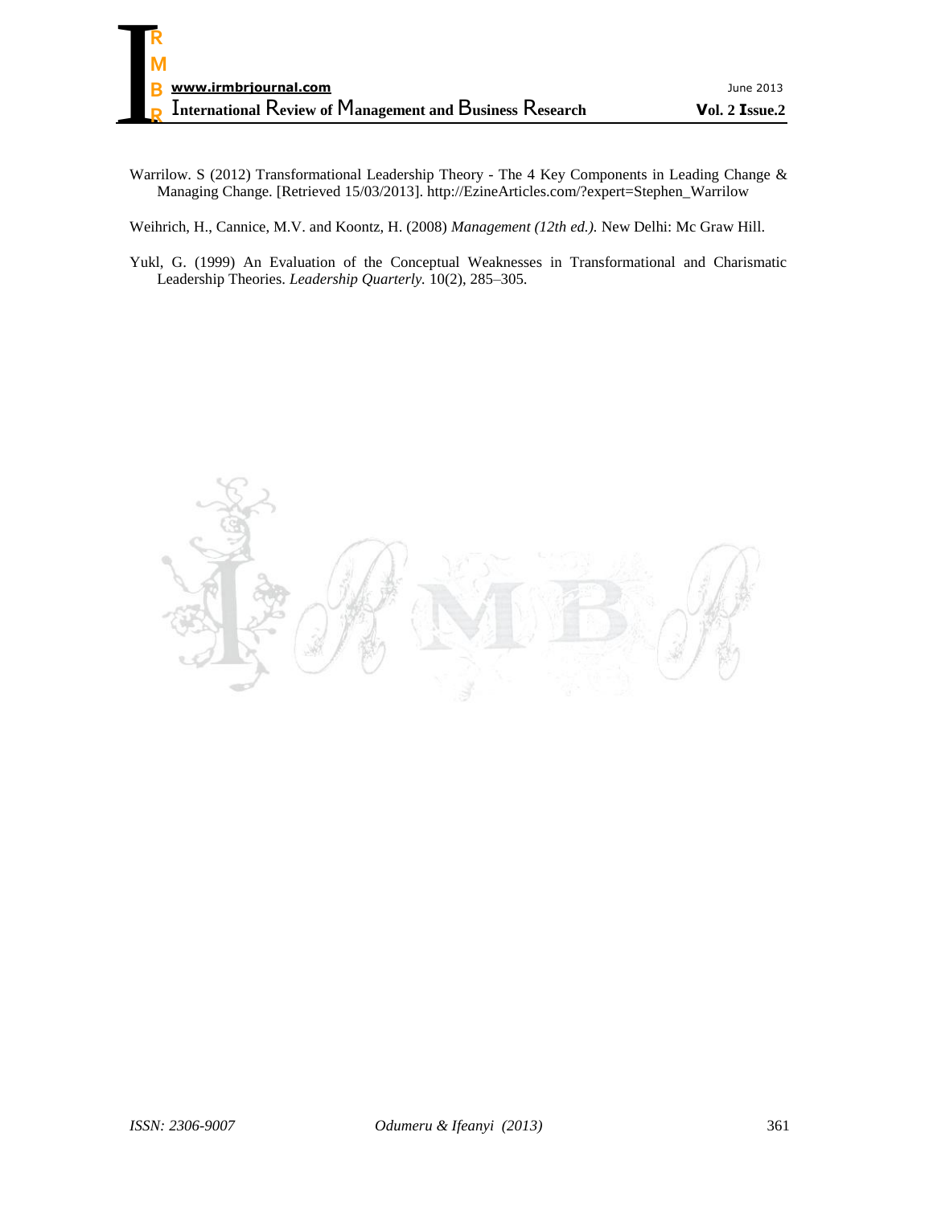Warrilow. S (2012) Transformational Leadership Theory - The 4 Key Components in Leading Change & Managing Change. [Retrieved 15/03/2013]. http://EzineArticles.com/?expert=Stephen_Warrilow

Weihrich, H., Cannice, M.V. and Koontz, H. (2008) *Management (12th ed.).* New Delhi: Mc Graw Hill.

Yukl, G. (1999) An Evaluation of the Conceptual Weaknesses in Transformational and Charismatic Leadership Theories. *Leadership Quarterly.* 10(2), 285–305.